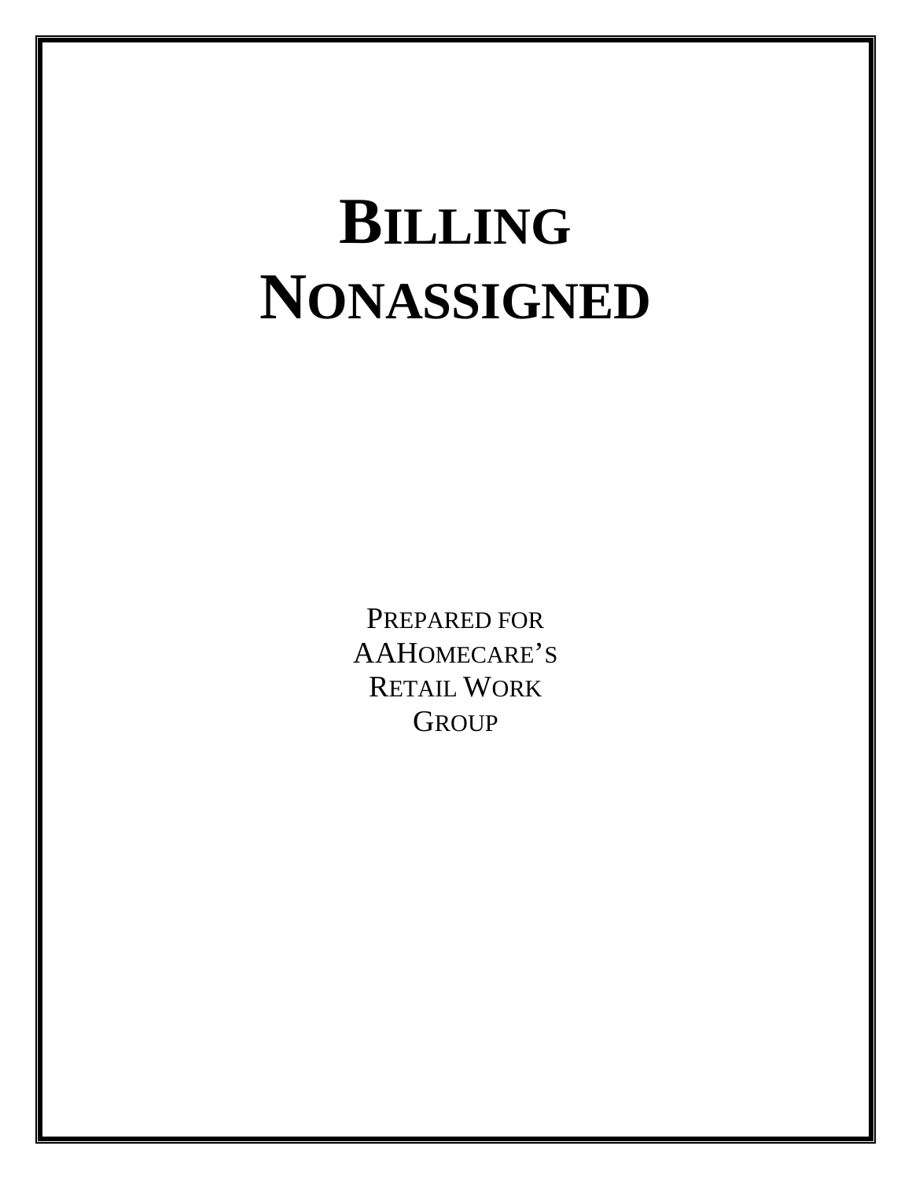# BILLING NONASSIGNED

PREPARED FOR
AAHOMECARE'S
RETAIL WORK
GROUP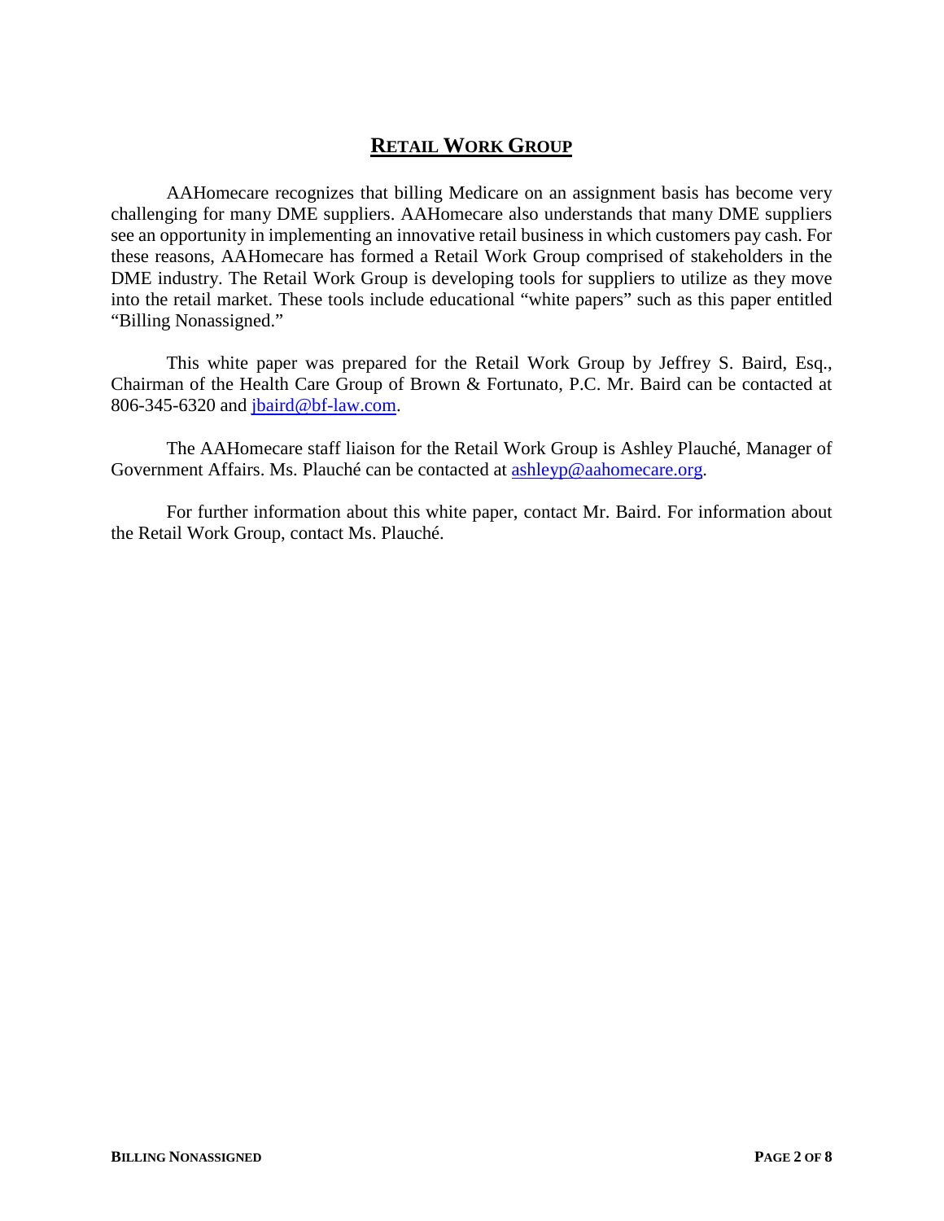## RETAIL WORK GROUP

AAHomecare recognizes that billing Medicare on an assignment basis has become very challenging for many DME suppliers. AAHomecare also understands that many DME suppliers see an opportunity in implementing an innovative retail business in which customers pay cash. For these reasons, AAHomecare has formed a Retail Work Group comprised of stakeholders in the DME industry. The Retail Work Group is developing tools for suppliers to utilize as they move into the retail market. These tools include educational "white papers" such as this paper entitled "Billing Nonassigned."

This white paper was prepared for the Retail Work Group by Jeffrey S. Baird, Esq., Chairman of the Health Care Group of Brown & Fortunato, P.C. Mr. Baird can be contacted at 806-345-6320 and jbaird@bf-law.com.

The AAHomecare staff liaison for the Retail Work Group is Ashley Plauché, Manager of Government Affairs. Ms. Plauché can be contacted at ashleyp@aahomecare.org.

For further information about this white paper, contact Mr. Baird. For information about the Retail Work Group, contact Ms. Plauché.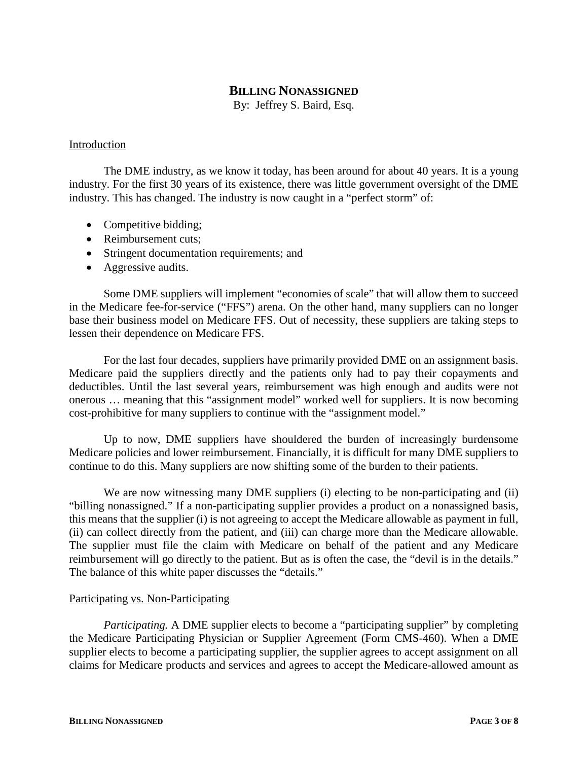# **BILLING NONASSIGNED**

By: Jeffrey S. Baird, Esq.

## Introduction

The DME industry, as we know it today, has been around for about 40 years. It is a young industry. For the first 30 years of its existence, there was little government oversight of the DME industry. This has changed. The industry is now caught in a "perfect storm" of:

- Competitive bidding;
- Reimbursement cuts;
- Stringent documentation requirements; and
- Aggressive audits.

Some DME suppliers will implement "economies of scale" that will allow them to succeed in the Medicare fee-for-service ("FFS") arena. On the other hand, many suppliers can no longer base their business model on Medicare FFS. Out of necessity, these suppliers are taking steps to lessen their dependence on Medicare FFS.

For the last four decades, suppliers have primarily provided DME on an assignment basis. Medicare paid the suppliers directly and the patients only had to pay their copayments and deductibles. Until the last several years, reimbursement was high enough and audits were not onerous … meaning that this "assignment model" worked well for suppliers. It is now becoming cost-prohibitive for many suppliers to continue with the "assignment model."

Up to now, DME suppliers have shouldered the burden of increasingly burdensome Medicare policies and lower reimbursement. Financially, it is difficult for many DME suppliers to continue to do this. Many suppliers are now shifting some of the burden to their patients.

We are now witnessing many DME suppliers (i) electing to be non-participating and (ii) "billing nonassigned." If a non-participating supplier provides a product on a nonassigned basis, this means that the supplier (i) is not agreeing to accept the Medicare allowable as payment in full, (ii) can collect directly from the patient, and (iii) can charge more than the Medicare allowable. The supplier must file the claim with Medicare on behalf of the patient and any Medicare reimbursement will go directly to the patient. But as is often the case, the "devil is in the details." The balance of this white paper discusses the "details."

## Participating vs. Non-Participating

*Participating.* A DME supplier elects to become a "participating supplier" by completing the Medicare Participating Physician or Supplier Agreement (Form CMS-460). When a DME supplier elects to become a participating supplier, the supplier agrees to accept assignment on all claims for Medicare products and services and agrees to accept the Medicare-allowed amount as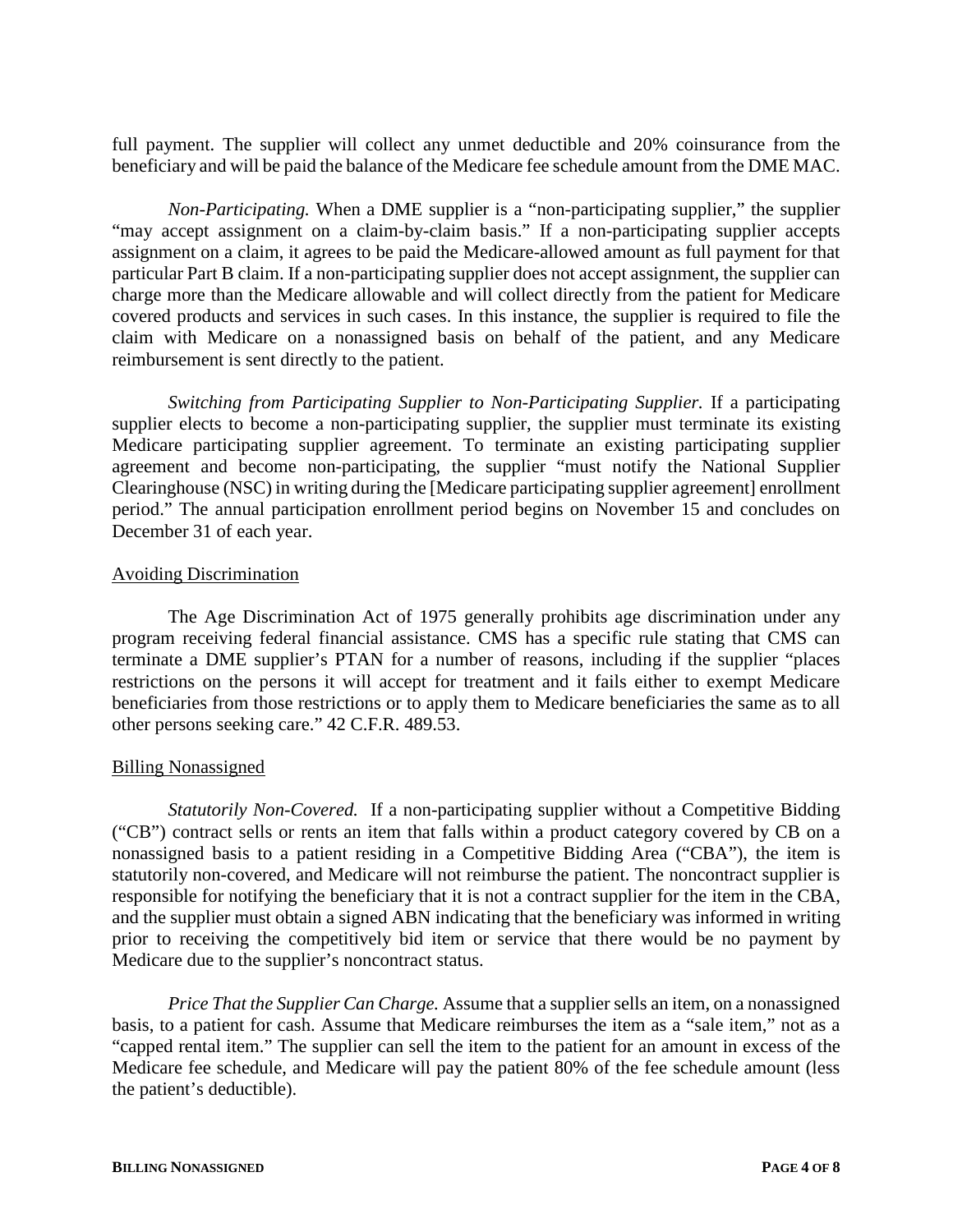full payment. The supplier will collect any unmet deductible and 20% coinsurance from the beneficiary and will be paid the balance of the Medicare fee schedule amount from the DME MAC.

*Non-Participating.* When a DME supplier is a "non-participating supplier," the supplier "may accept assignment on a claim-by-claim basis." If a non-participating supplier accepts assignment on a claim, it agrees to be paid the Medicare-allowed amount as full payment for that particular Part B claim. If a non-participating supplier does not accept assignment, the supplier can charge more than the Medicare allowable and will collect directly from the patient for Medicare covered products and services in such cases. In this instance, the supplier is required to file the claim with Medicare on a nonassigned basis on behalf of the patient, and any Medicare reimbursement is sent directly to the patient.

*Switching from Participating Supplier to Non-Participating Supplier.* If a participating supplier elects to become a non-participating supplier, the supplier must terminate its existing Medicare participating supplier agreement. To terminate an existing participating supplier agreement and become non-participating, the supplier "must notify the National Supplier Clearinghouse (NSC) in writing during the [Medicare participating supplier agreement] enrollment period." The annual participation enrollment period begins on November 15 and concludes on December 31 of each year.

<u>Avoiding Discrimination</u>

The Age Discrimination Act of 1975 generally prohibits age discrimination under any program receiving federal financial assistance. CMS has a specific rule stating that CMS can terminate a DME supplier's PTAN for a number of reasons, including if the supplier "places restrictions on the persons it will accept for treatment and it fails either to exempt Medicare beneficiaries from those restrictions or to apply them to Medicare beneficiaries the same as to all other persons seeking care." 42 C.F.R. 489.53.

<u>Billing Nonassigned</u>

*Statutorily Non-Covered.* If a non-participating supplier without a Competitive Bidding ("CB") contract sells or rents an item that falls within a product category covered by CB on a nonassigned basis to a patient residing in a Competitive Bidding Area ("CBA"), the item is statutorily non-covered, and Medicare will not reimburse the patient. The noncontract supplier is responsible for notifying the beneficiary that it is not a contract supplier for the item in the CBA, and the supplier must obtain a signed ABN indicating that the beneficiary was informed in writing prior to receiving the competitively bid item or service that there would be no payment by Medicare due to the supplier's noncontract status.

*Price That the Supplier Can Charge.* Assume that a supplier sells an item, on a nonassigned basis, to a patient for cash. Assume that Medicare reimburses the item as a "sale item," not as a "capped rental item." The supplier can sell the item to the patient for an amount in excess of the Medicare fee schedule, and Medicare will pay the patient 80% of the fee schedule amount (less the patient's deductible).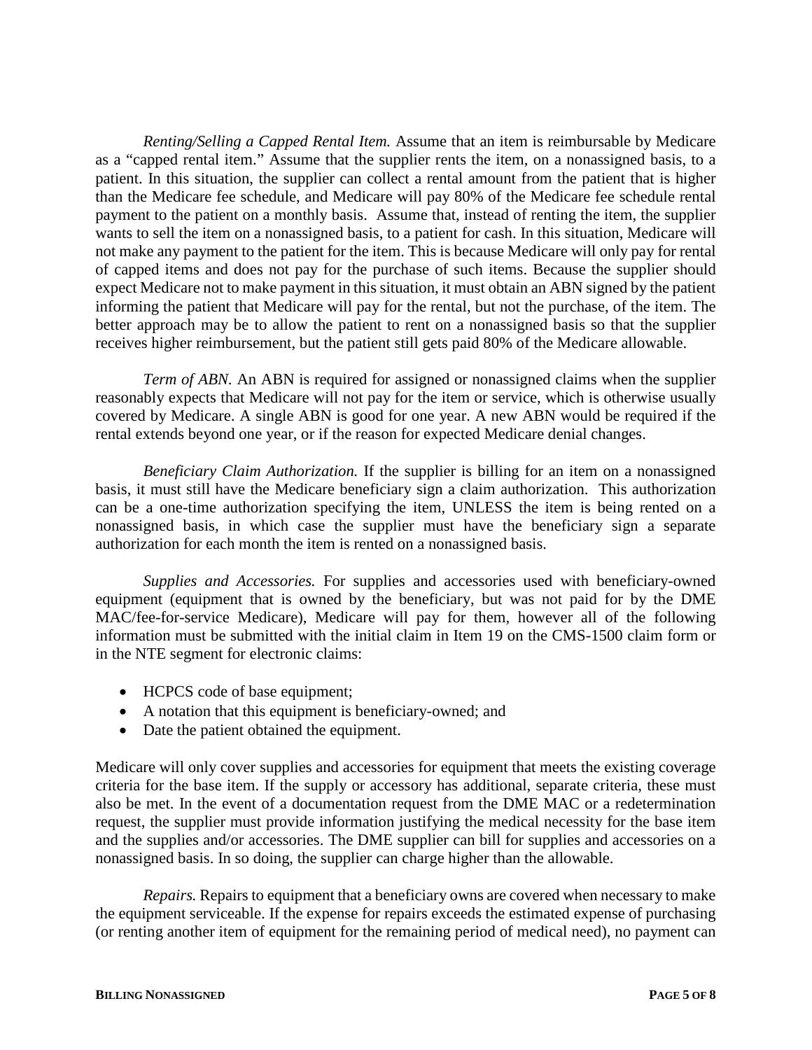*Renting/Selling a Capped Rental Item.* Assume that an item is reimbursable by Medicare as a "capped rental item." Assume that the supplier rents the item, on a nonassigned basis, to a patient. In this situation, the supplier can collect a rental amount from the patient that is higher than the Medicare fee schedule, and Medicare will pay 80% of the Medicare fee schedule rental payment to the patient on a monthly basis. Assume that, instead of renting the item, the supplier wants to sell the item on a nonassigned basis, to a patient for cash. In this situation, Medicare will not make any payment to the patient for the item. This is because Medicare will only pay for rental of capped items and does not pay for the purchase of such items. Because the supplier should expect Medicare not to make payment in this situation, it must obtain an ABN signed by the patient informing the patient that Medicare will pay for the rental, but not the purchase, of the item. The better approach may be to allow the patient to rent on a nonassigned basis so that the supplier receives higher reimbursement, but the patient still gets paid 80% of the Medicare allowable.

*Term of ABN.* An ABN is required for assigned or nonassigned claims when the supplier reasonably expects that Medicare will not pay for the item or service, which is otherwise usually covered by Medicare. A single ABN is good for one year. A new ABN would be required if the rental extends beyond one year, or if the reason for expected Medicare denial changes.

*Beneficiary Claim Authorization.* If the supplier is billing for an item on a nonassigned basis, it must still have the Medicare beneficiary sign a claim authorization. This authorization can be a one-time authorization specifying the item, UNLESS the item is being rented on a nonassigned basis, in which case the supplier must have the beneficiary sign a separate authorization for each month the item is rented on a nonassigned basis.

*Supplies and Accessories.* For supplies and accessories used with beneficiary-owned equipment (equipment that is owned by the beneficiary, but was not paid for by the DME MAC/fee-for-service Medicare), Medicare will pay for them, however all of the following information must be submitted with the initial claim in Item 19 on the CMS-1500 claim form or in the NTE segment for electronic claims:

- HCPCS code of base equipment;
- A notation that this equipment is beneficiary-owned; and
- Date the patient obtained the equipment.

Medicare will only cover supplies and accessories for equipment that meets the existing coverage criteria for the base item. If the supply or accessory has additional, separate criteria, these must also be met. In the event of a documentation request from the DME MAC or a redetermination request, the supplier must provide information justifying the medical necessity for the base item and the supplies and/or accessories. The DME supplier can bill for supplies and accessories on a nonassigned basis. In so doing, the supplier can charge higher than the allowable.

*Repairs.* Repairs to equipment that a beneficiary owns are covered when necessary to make the equipment serviceable. If the expense for repairs exceeds the estimated expense of purchasing (or renting another item of equipment for the remaining period of medical need), no payment can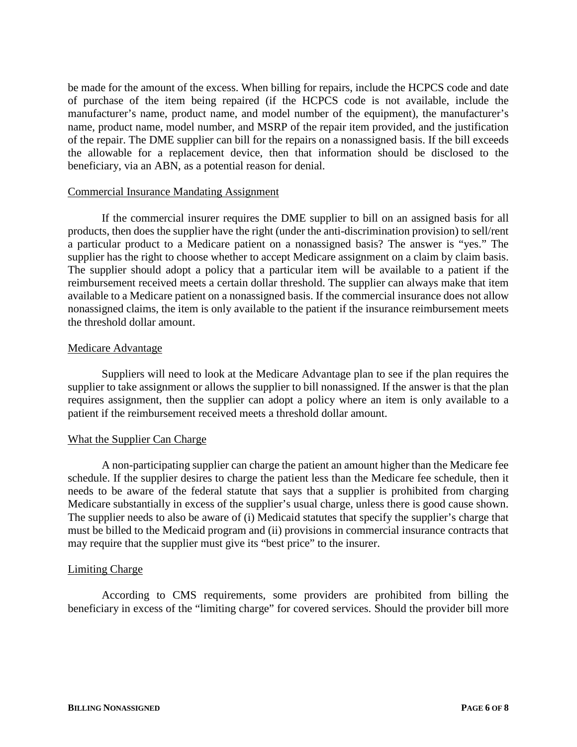be made for the amount of the excess. When billing for repairs, include the HCPCS code and date of purchase of the item being repaired (if the HCPCS code is not available, include the manufacturer's name, product name, and model number of the equipment), the manufacturer's name, product name, model number, and MSRP of the repair item provided, and the justification of the repair. The DME supplier can bill for the repairs on a nonassigned basis. If the bill exceeds the allowable for a replacement device, then that information should be disclosed to the beneficiary, via an ABN, as a potential reason for denial.

## Commercial Insurance Mandating Assignment

If the commercial insurer requires the DME supplier to bill on an assigned basis for all products, then does the supplier have the right (under the anti-discrimination provision) to sell/rent a particular product to a Medicare patient on a nonassigned basis? The answer is "yes." The supplier has the right to choose whether to accept Medicare assignment on a claim by claim basis. The supplier should adopt a policy that a particular item will be available to a patient if the reimbursement received meets a certain dollar threshold. The supplier can always make that item available to a Medicare patient on a nonassigned basis. If the commercial insurance does not allow nonassigned claims, the item is only available to the patient if the insurance reimbursement meets the threshold dollar amount.

## Medicare Advantage

Suppliers will need to look at the Medicare Advantage plan to see if the plan requires the supplier to take assignment or allows the supplier to bill nonassigned. If the answer is that the plan requires assignment, then the supplier can adopt a policy where an item is only available to a patient if the reimbursement received meets a threshold dollar amount.

## What the Supplier Can Charge

A non-participating supplier can charge the patient an amount higher than the Medicare fee schedule. If the supplier desires to charge the patient less than the Medicare fee schedule, then it needs to be aware of the federal statute that says that a supplier is prohibited from charging Medicare substantially in excess of the supplier's usual charge, unless there is good cause shown. The supplier needs to also be aware of (i) Medicaid statutes that specify the supplier's charge that must be billed to the Medicaid program and (ii) provisions in commercial insurance contracts that may require that the supplier must give its "best price" to the insurer.

## Limiting Charge

According to CMS requirements, some providers are prohibited from billing the beneficiary in excess of the "limiting charge" for covered services. Should the provider bill more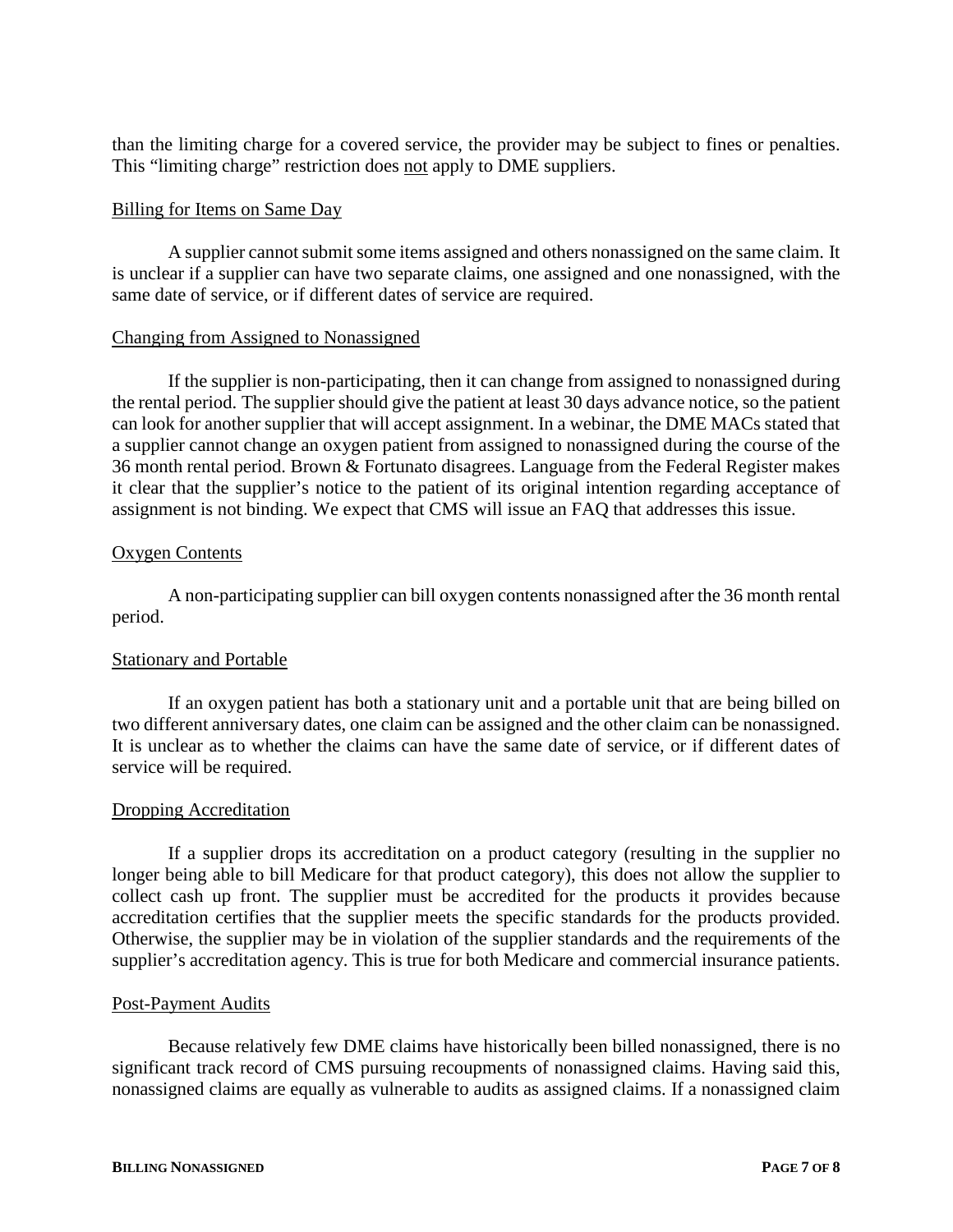than the limiting charge for a covered service, the provider may be subject to fines or penalties. This "limiting charge" restriction does not apply to DME suppliers.

Billing for Items on Same Day

A supplier cannot submit some items assigned and others nonassigned on the same claim. It is unclear if a supplier can have two separate claims, one assigned and one nonassigned, with the same date of service, or if different dates of service are required.

Changing from Assigned to Nonassigned

If the supplier is non-participating, then it can change from assigned to nonassigned during the rental period. The supplier should give the patient at least 30 days advance notice, so the patient can look for another supplier that will accept assignment. In a webinar, the DME MACs stated that a supplier cannot change an oxygen patient from assigned to nonassigned during the course of the 36 month rental period. Brown & Fortunato disagrees. Language from the Federal Register makes it clear that the supplier's notice to the patient of its original intention regarding acceptance of assignment is not binding. We expect that CMS will issue an FAQ that addresses this issue.

Oxygen Contents

A non-participating supplier can bill oxygen contents nonassigned after the 36 month rental period.

Stationary and Portable

If an oxygen patient has both a stationary unit and a portable unit that are being billed on two different anniversary dates, one claim can be assigned and the other claim can be nonassigned. It is unclear as to whether the claims can have the same date of service, or if different dates of service will be required.

Dropping Accreditation

If a supplier drops its accreditation on a product category (resulting in the supplier no longer being able to bill Medicare for that product category), this does not allow the supplier to collect cash up front. The supplier must be accredited for the products it provides because accreditation certifies that the supplier meets the specific standards for the products provided. Otherwise, the supplier may be in violation of the supplier standards and the requirements of the supplier's accreditation agency. This is true for both Medicare and commercial insurance patients.

Post-Payment Audits

Because relatively few DME claims have historically been billed nonassigned, there is no significant track record of CMS pursuing recoupments of nonassigned claims. Having said this, nonassigned claims are equally as vulnerable to audits as assigned claims. If a nonassigned claim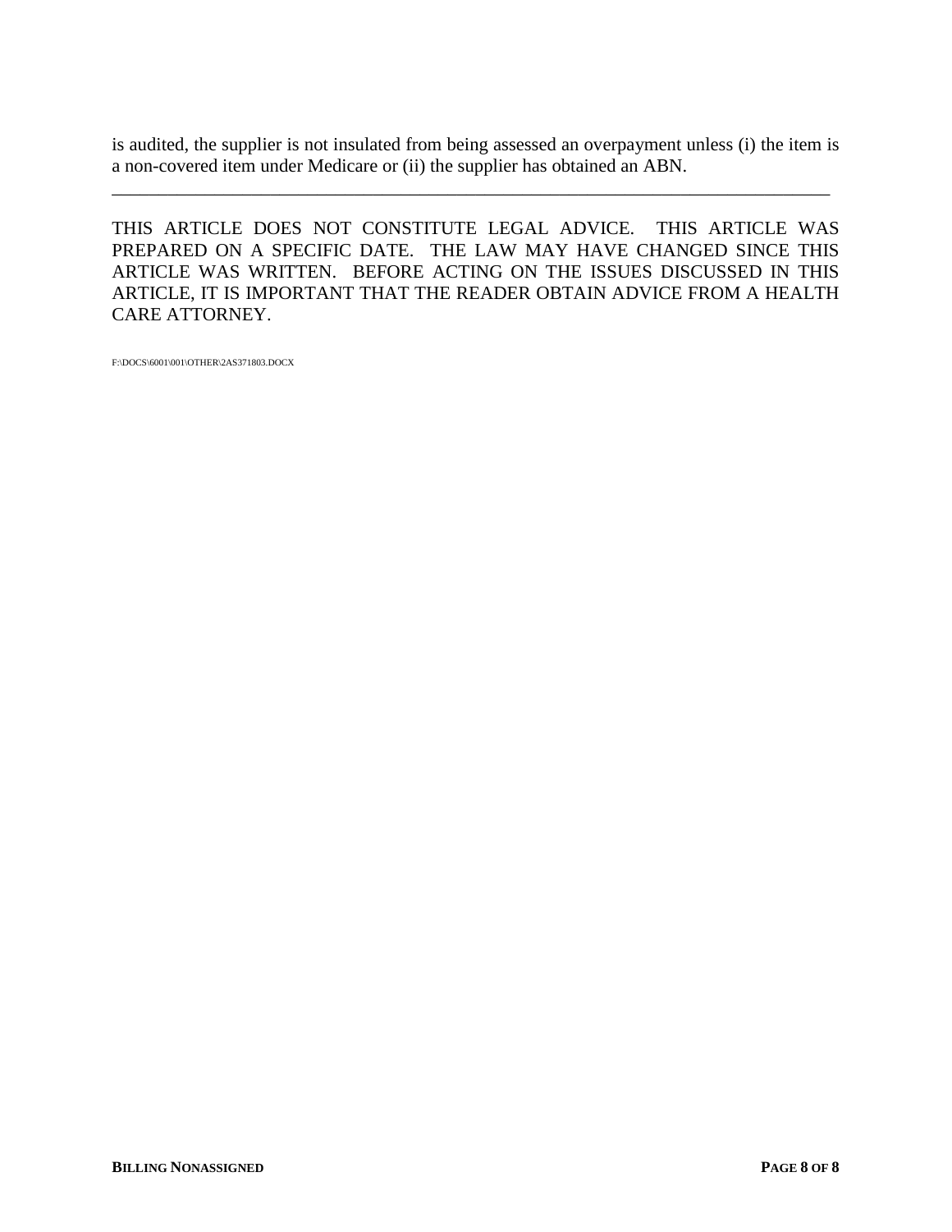is audited, the supplier is not insulated from being assessed an overpayment unless (i) the item is a non-covered item under Medicare or (ii) the supplier has obtained an ABN.

---

THIS ARTICLE DOES NOT CONSTITUTE LEGAL ADVICE. THIS ARTICLE WAS PREPARED ON A SPECIFIC DATE. THE LAW MAY HAVE CHANGED SINCE THIS ARTICLE WAS WRITTEN. BEFORE ACTING ON THE ISSUES DISCUSSED IN THIS ARTICLE, IT IS IMPORTANT THAT THE READER OBTAIN ADVICE FROM A HEALTH CARE ATTORNEY.

F:\DOCS\6001\001\OTHER\2AS371803.DOCX